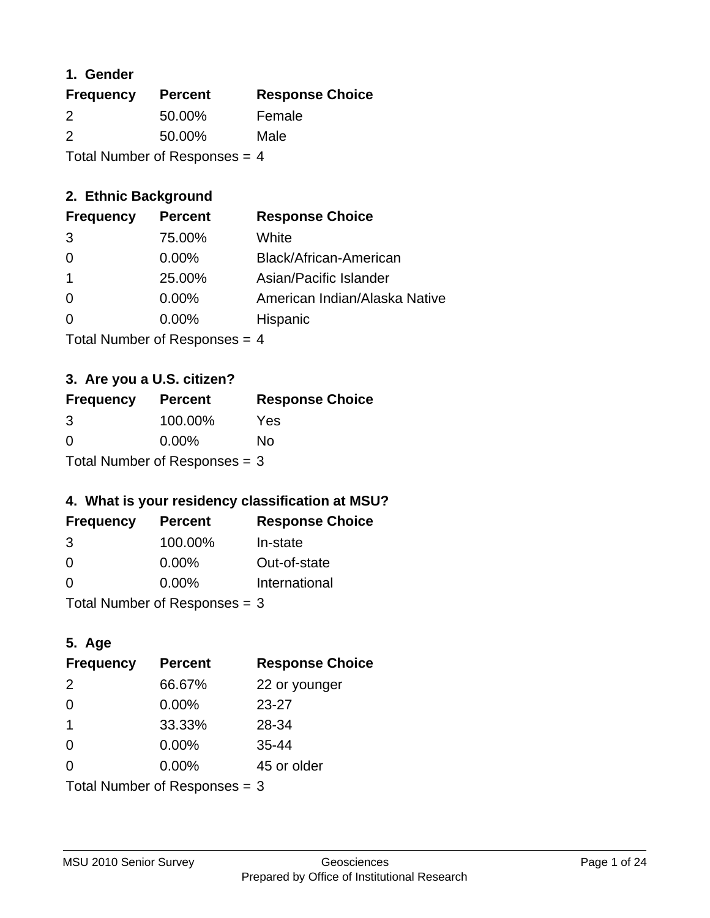## 1. Gender

| Frequency | Percent | Response Choice |
|---|---|---|
| 2 | 50.00% | Female |
| 2 | 50.00% | Male |

Total Number of Responses = 4

## 2. Ethnic Background

| Frequency | Percent | Response Choice |
|---|---|---|
| 3 | 75.00% | White |
| 0 | 0.00% | Black/African-American |
| 1 | 25.00% | Asian/Pacific Islander |
| 0 | 0.00% | American Indian/Alaska Native |
| 0 | 0.00% | Hispanic |

Total Number of Responses = 4

## 3. Are you a U.S. citizen?

| Frequency | Percent | Response Choice |
|---|---|---|
| 3 | 100.00% | Yes |
| 0 | 0.00% | No |

Total Number of Responses = 3

## 4. What is your residency classification at MSU?

| Frequency | Percent | Response Choice |
|---|---|---|
| 3 | 100.00% | In-state |
| 0 | 0.00% | Out-of-state |
| 0 | 0.00% | International |

Total Number of Responses = 3

## 5. Age

| Frequency | Percent | Response Choice |
|---|---|---|
| 2 | 66.67% | 22 or younger |
| 0 | 0.00% | 23-27 |
| 1 | 33.33% | 28-34 |
| 0 | 0.00% | 35-44 |
| 0 | 0.00% | 45 or older |

Total Number of Responses = 3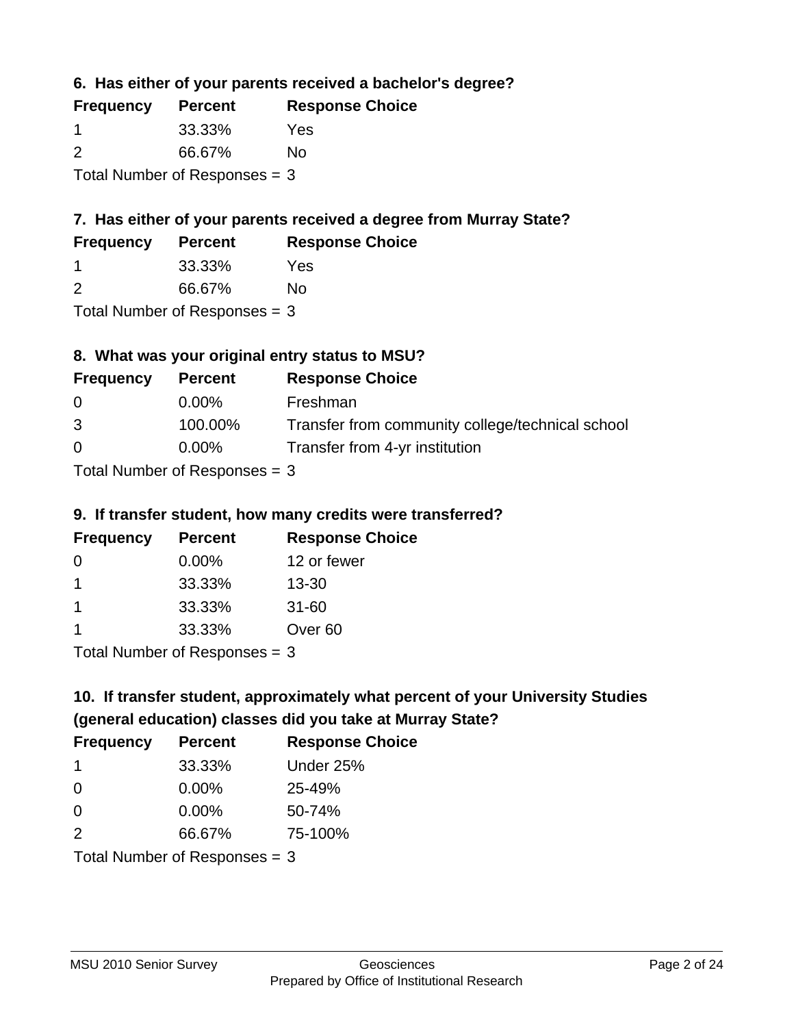### 6. Has either of your parents received a bachelor's degree?

| Frequency | Percent | Response Choice |
|---|---|---|
| 1 | 33.33% | Yes |
| 2 | 66.67% | No |

Total Number of Responses = 3

### 7. Has either of your parents received a degree from Murray State?

| Frequency | Percent | Response Choice |
|---|---|---|
| 1 | 33.33% | Yes |
| 2 | 66.67% | No |

Total Number of Responses = 3

### 8. What was your original entry status to MSU?

| Frequency | Percent | Response Choice |
|---|---|---|
| 0 | 0.00% | Freshman |
| 3 | 100.00% | Transfer from community college/technical school |
| 0 | 0.00% | Transfer from 4-yr institution |

Total Number of Responses = 3

### 9. If transfer student, how many credits were transferred?

| Frequency | Percent | Response Choice |
|---|---|---|
| 0 | 0.00% | 12 or fewer |
| 1 | 33.33% | 13-30 |
| 1 | 33.33% | 31-60 |
| 1 | 33.33% | Over 60 |

Total Number of Responses = 3

### 10. If transfer student, approximately what percent of your University Studies (general education) classes did you take at Murray State?

| Frequency | Percent | Response Choice |
|---|---|---|
| 1 | 33.33% | Under 25% |
| 0 | 0.00% | 25-49% |
| 0 | 0.00% | 50-74% |
| 2 | 66.67% | 75-100% |

Total Number of Responses = 3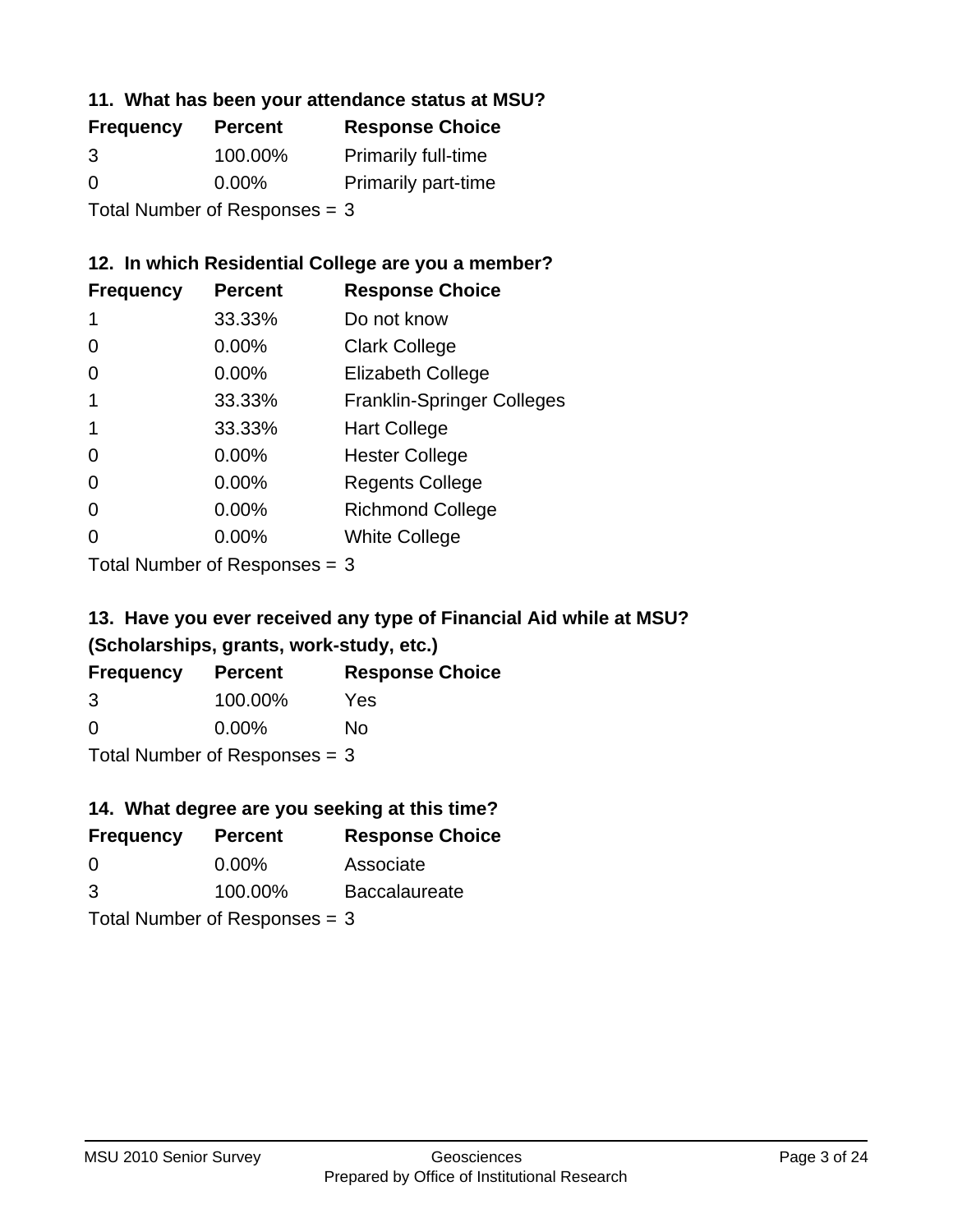### 11. What has been your attendance status at MSU?

| Frequency | Percent | Response Choice |
|---|---|---|
| 3 | 100.00% | Primarily full-time |
| 0 | 0.00% | Primarily part-time |

Total Number of Responses = 3

### 12. In which Residential College are you a member?

| Frequency | Percent | Response Choice |
|---|---|---|
| 1 | 33.33% | Do not know |
| 0 | 0.00% | Clark College |
| 0 | 0.00% | Elizabeth College |
| 1 | 33.33% | Franklin-Springer Colleges |
| 1 | 33.33% | Hart College |
| 0 | 0.00% | Hester College |
| 0 | 0.00% | Regents College |
| 0 | 0.00% | Richmond College |
| 0 | 0.00% | White College |

Total Number of Responses = 3

### 13. Have you ever received any type of Financial Aid while at MSU? (Scholarships, grants, work-study, etc.)

| Frequency | Percent | Response Choice |
|---|---|---|
| 3 | 100.00% | Yes |
| 0 | 0.00% | No |

Total Number of Responses = 3

### 14. What degree are you seeking at this time?

| Frequency | Percent | Response Choice |
|---|---|---|
| 0 | 0.00% | Associate |
| 3 | 100.00% | Baccalaureate |

Total Number of Responses = 3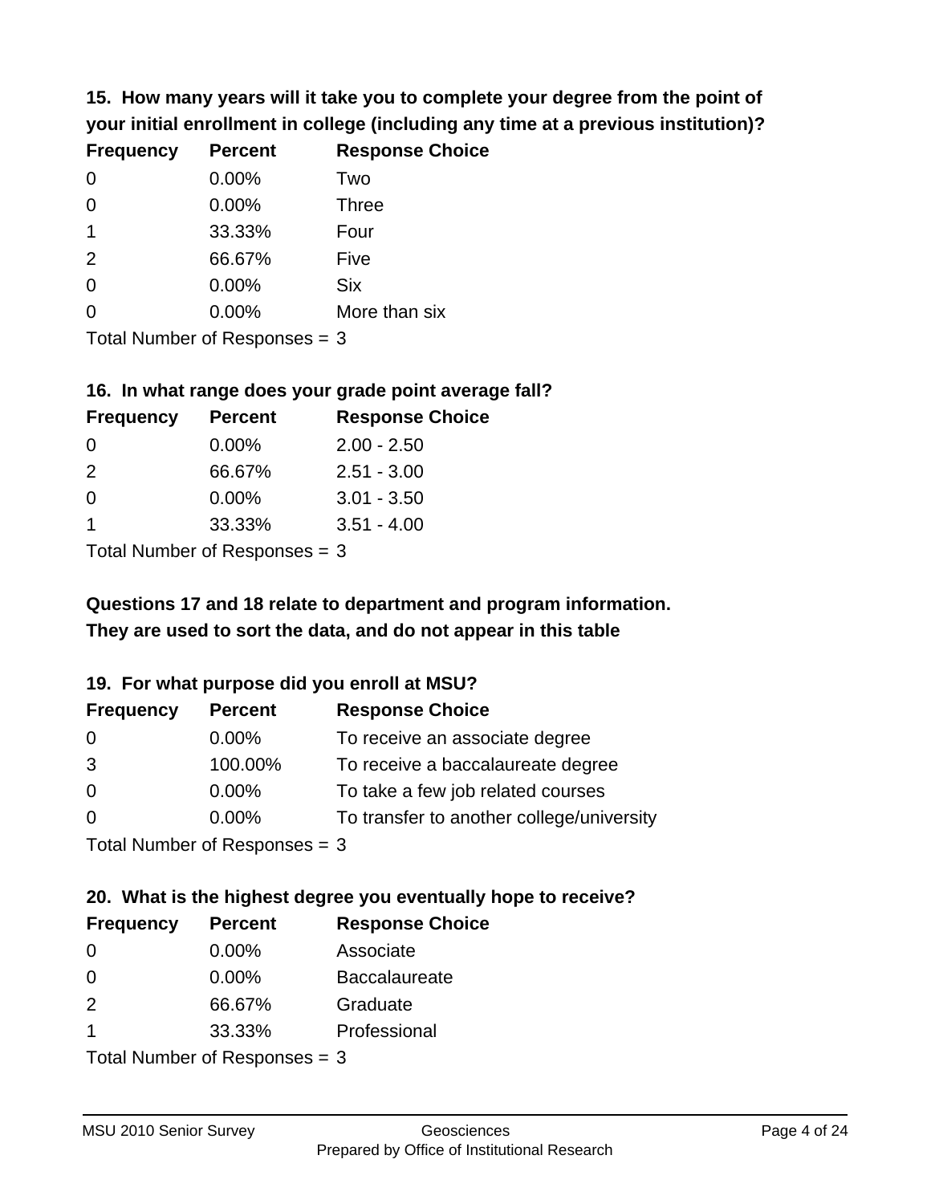**15. How many years will it take you to complete your degree from the point of your initial enrollment in college (including any time at a previous institution)?**

| Frequency | Percent | Response Choice |
|---|---|---|
| 0 | 0.00% | Two |
| 0 | 0.00% | Three |
| 1 | 33.33% | Four |
| 2 | 66.67% | Five |
| 0 | 0.00% | Six |
| 0 | 0.00% | More than six |

Total Number of Responses = 3

**16. In what range does your grade point average fall?**

| Frequency | Percent | Response Choice |
|---|---|---|
| 0 | 0.00% | 2.00 - 2.50 |
| 2 | 66.67% | 2.51 - 3.00 |
| 0 | 0.00% | 3.01 - 3.50 |
| 1 | 33.33% | 3.51 - 4.00 |

Total Number of Responses = 3

**Questions 17 and 18 relate to department and program information. They are used to sort the data, and do not appear in this table**

**19. For what purpose did you enroll at MSU?**

| Frequency | Percent | Response Choice |
|---|---|---|
| 0 | 0.00% | To receive an associate degree |
| 3 | 100.00% | To receive a baccalaureate degree |
| 0 | 0.00% | To take a few job related courses |
| 0 | 0.00% | To transfer to another college/university |

Total Number of Responses = 3

**20. What is the highest degree you eventually hope to receive?**

| Frequency | Percent | Response Choice |
|---|---|---|
| 0 | 0.00% | Associate |
| 0 | 0.00% | Baccalaureate |
| 2 | 66.67% | Graduate |
| 1 | 33.33% | Professional |

Total Number of Responses = 3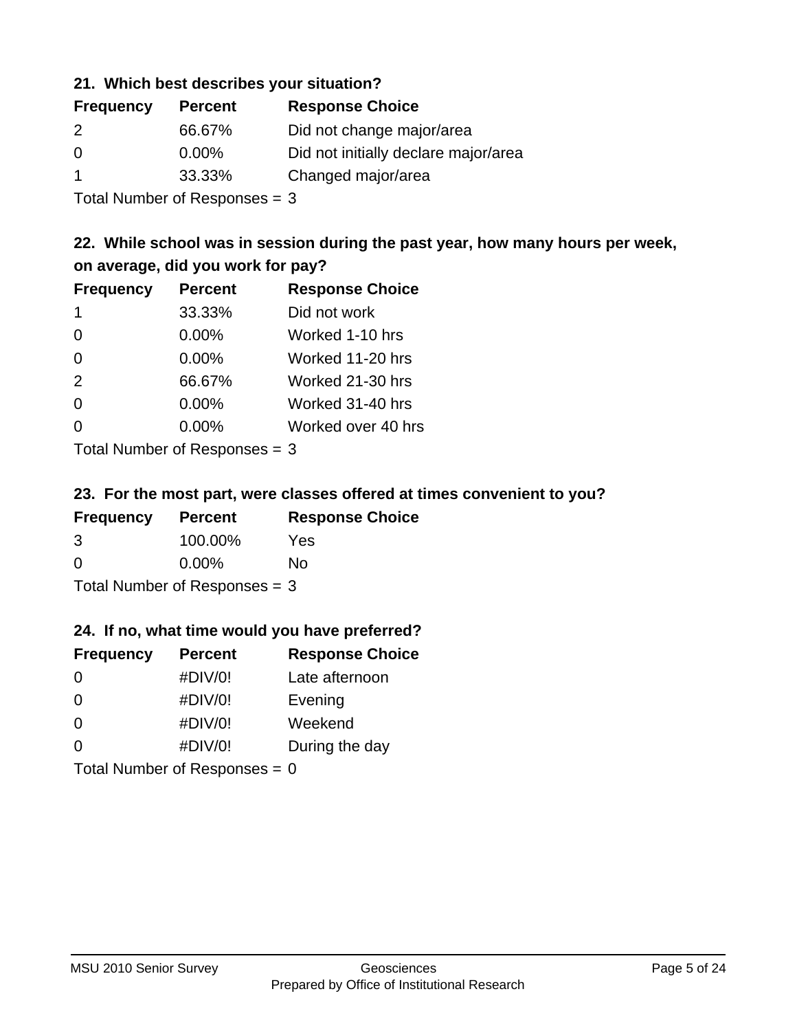### 21. Which best describes your situation?

| Frequency | Percent | Response Choice |
|---|---|---|
| 2 | 66.67% | Did not change major/area |
| 0 | 0.00% | Did not initially declare major/area |
| 1 | 33.33% | Changed major/area |

Total Number of Responses = 3

### 22. While school was in session during the past year, how many hours per week, on average, did you work for pay?

| Frequency | Percent | Response Choice |
|---|---|---|
| 1 | 33.33% | Did not work |
| 0 | 0.00% | Worked 1-10 hrs |
| 0 | 0.00% | Worked 11-20 hrs |
| 2 | 66.67% | Worked 21-30 hrs |
| 0 | 0.00% | Worked 31-40 hrs |
| 0 | 0.00% | Worked over 40 hrs |

Total Number of Responses = 3

### 23. For the most part, were classes offered at times convenient to you?

| Frequency | Percent | Response Choice |
|---|---|---|
| 3 | 100.00% | Yes |
| 0 | 0.00% | No |

Total Number of Responses = 3

### 24. If no, what time would you have preferred?

| Frequency | Percent | Response Choice |
|---|---|---|
| 0 | #DIV/0! | Late afternoon |
| 0 | #DIV/0! | Evening |
| 0 | #DIV/0! | Weekend |
| 0 | #DIV/0! | During the day |

Total Number of Responses = 0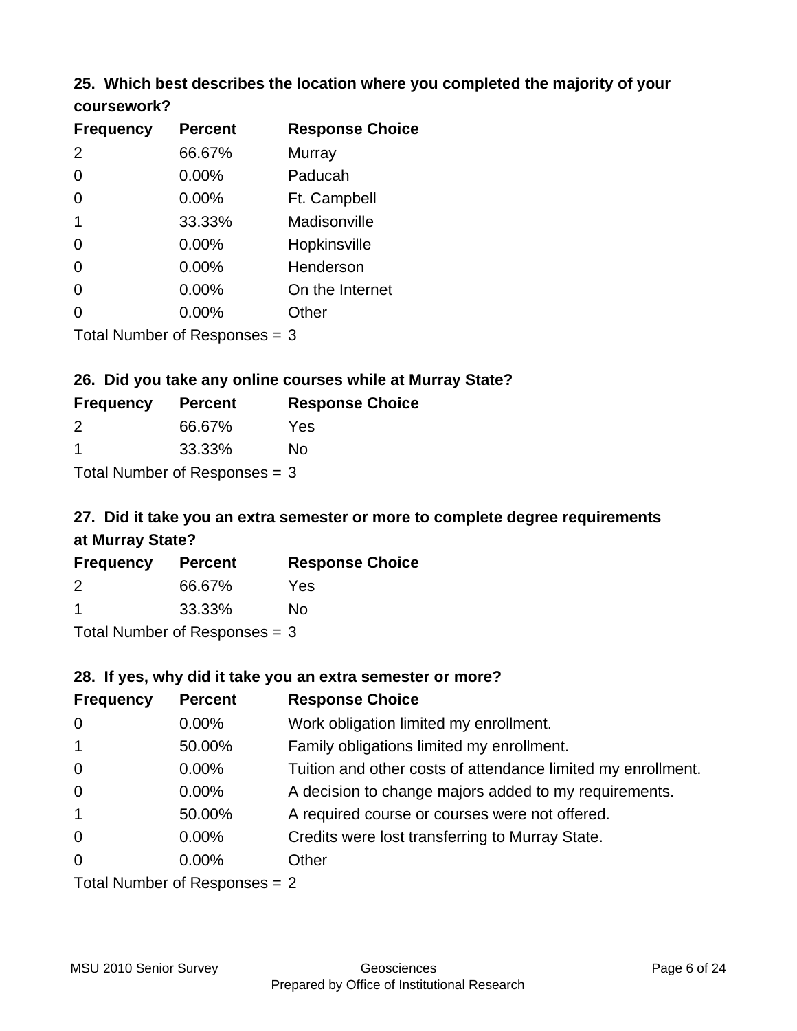### 25. Which best describes the location where you completed the majority of your coursework?

| Frequency | Percent | Response Choice |
|---|---|---|
| 2 | 66.67% | Murray |
| 0 | 0.00% | Paducah |
| 0 | 0.00% | Ft. Campbell |
| 1 | 33.33% | Madisonville |
| 0 | 0.00% | Hopkinsville |
| 0 | 0.00% | Henderson |
| 0 | 0.00% | On the Internet |
| 0 | 0.00% | Other |

Total Number of Responses = 3

### 26. Did you take any online courses while at Murray State?

| Frequency | Percent | Response Choice |
|---|---|---|
| 2 | 66.67% | Yes |
| 1 | 33.33% | No |

Total Number of Responses = 3

### 27. Did it take you an extra semester or more to complete degree requirements at Murray State?

| Frequency | Percent | Response Choice |
|---|---|---|
| 2 | 66.67% | Yes |
| 1 | 33.33% | No |

Total Number of Responses = 3

### 28. If yes, why did it take you an extra semester or more?

| Frequency | Percent | Response Choice |
|---|---|---|
| 0 | 0.00% | Work obligation limited my enrollment. |
| 1 | 50.00% | Family obligations limited my enrollment. |
| 0 | 0.00% | Tuition and other costs of attendance limited my enrollment. |
| 0 | 0.00% | A decision to change majors added to my requirements. |
| 1 | 50.00% | A required course or courses were not offered. |
| 0 | 0.00% | Credits were lost transferring to Murray State. |
| 0 | 0.00% | Other |

Total Number of Responses = 2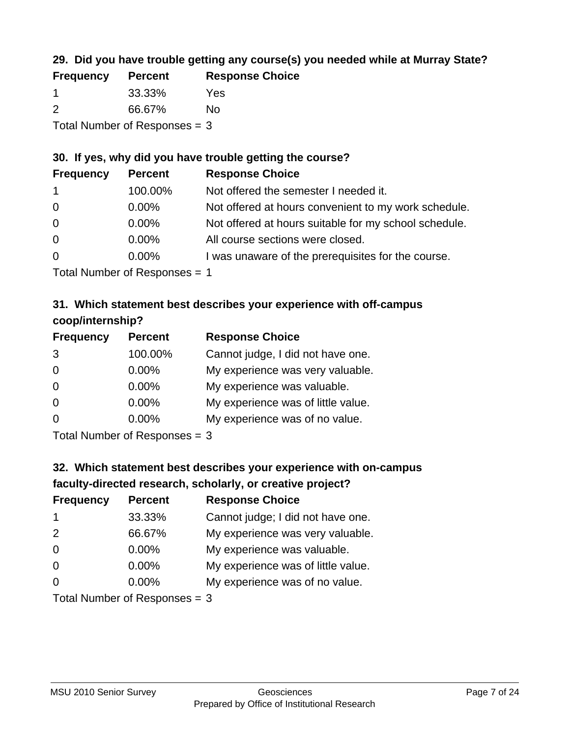### 29. Did you have trouble getting any course(s) you needed while at Murray State?

| Frequency | Percent | Response Choice |
| --- | --- | --- |
| 1 | 33.33% | Yes |
| 2 | 66.67% | No |

Total Number of Responses = 3

### 30. If yes, why did you have trouble getting the course?

| Frequency | Percent | Response Choice |
| --- | --- | --- |
| 1 | 100.00% | Not offered the semester I needed it. |
| 0 | 0.00% | Not offered at hours convenient to my work schedule. |
| 0 | 0.00% | Not offered at hours suitable for my school schedule. |
| 0 | 0.00% | All course sections were closed. |
| 0 | 0.00% | I was unaware of the prerequisites for the course. |

Total Number of Responses = 1

### 31. Which statement best describes your experience with off-campus coop/internship?

| Frequency | Percent | Response Choice |
| --- | --- | --- |
| 3 | 100.00% | Cannot judge, I did not have one. |
| 0 | 0.00% | My experience was very valuable. |
| 0 | 0.00% | My experience was valuable. |
| 0 | 0.00% | My experience was of little value. |
| 0 | 0.00% | My experience was of no value. |

Total Number of Responses = 3

### 32. Which statement best describes your experience with on-campus faculty-directed research, scholarly, or creative project?

| Frequency | Percent | Response Choice |
| --- | --- | --- |
| 1 | 33.33% | Cannot judge; I did not have one. |
| 2 | 66.67% | My experience was very valuable. |
| 0 | 0.00% | My experience was valuable. |
| 0 | 0.00% | My experience was of little value. |
| 0 | 0.00% | My experience was of no value. |

Total Number of Responses = 3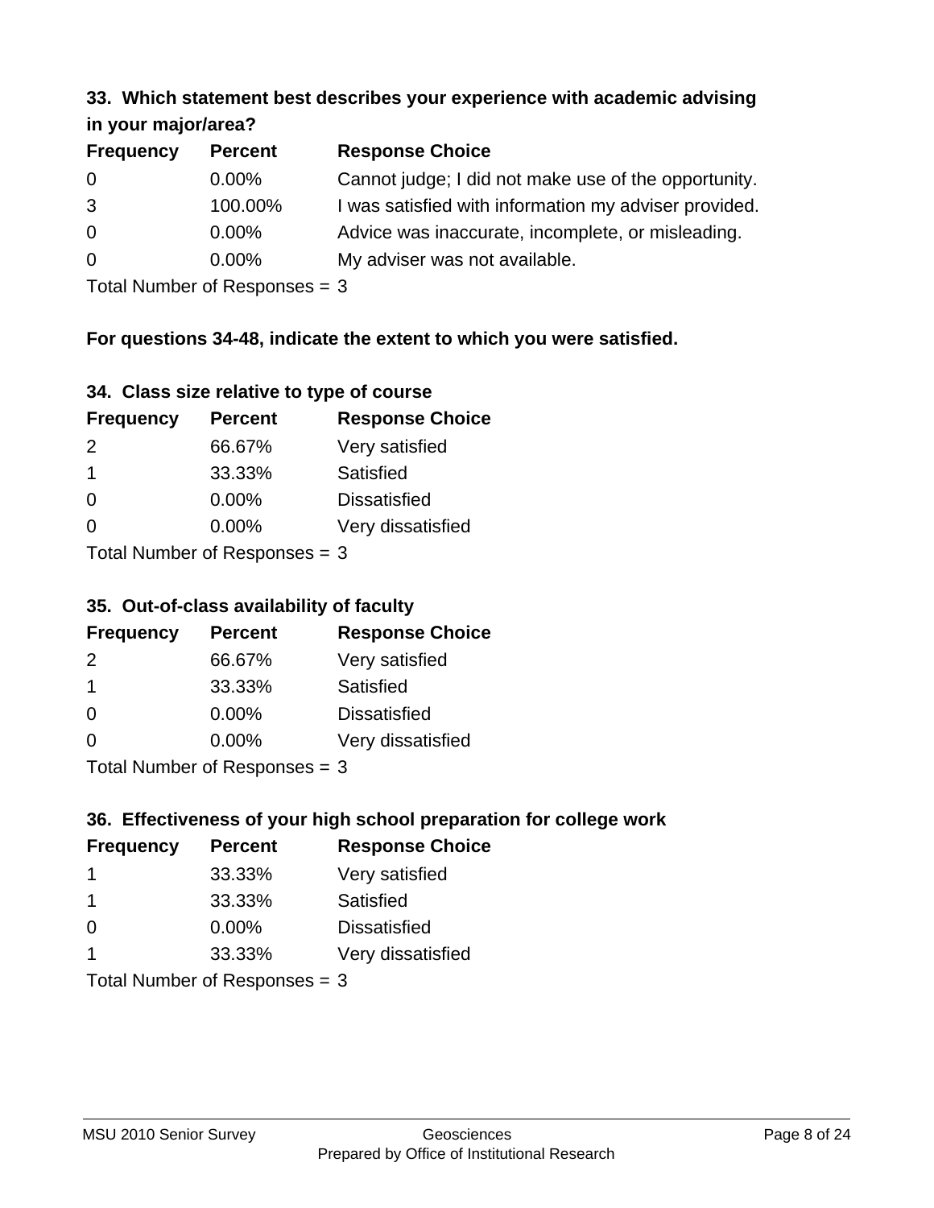### 33. Which statement best describes your experience with academic advising in your major/area?

| Frequency | Percent | Response Choice |
|---|---|---|
| 0 | 0.00% | Cannot judge; I did not make use of the opportunity. |
| 3 | 100.00% | I was satisfied with information my adviser provided. |
| 0 | 0.00% | Advice was inaccurate, incomplete, or misleading. |
| 0 | 0.00% | My adviser was not available. |

Total Number of Responses = 3

**For questions 34-48, indicate the extent to which you were satisfied.**

### 34. Class size relative to type of course

| Frequency | Percent | Response Choice |
|---|---|---|
| 2 | 66.67% | Very satisfied |
| 1 | 33.33% | Satisfied |
| 0 | 0.00% | Dissatisfied |
| 0 | 0.00% | Very dissatisfied |

Total Number of Responses = 3

### 35. Out-of-class availability of faculty

| Frequency | Percent | Response Choice |
|---|---|---|
| 2 | 66.67% | Very satisfied |
| 1 | 33.33% | Satisfied |
| 0 | 0.00% | Dissatisfied |
| 0 | 0.00% | Very dissatisfied |

Total Number of Responses = 3

### 36. Effectiveness of your high school preparation for college work

| Frequency | Percent | Response Choice |
|---|---|---|
| 1 | 33.33% | Very satisfied |
| 1 | 33.33% | Satisfied |
| 0 | 0.00% | Dissatisfied |
| 1 | 33.33% | Very dissatisfied |

Total Number of Responses = 3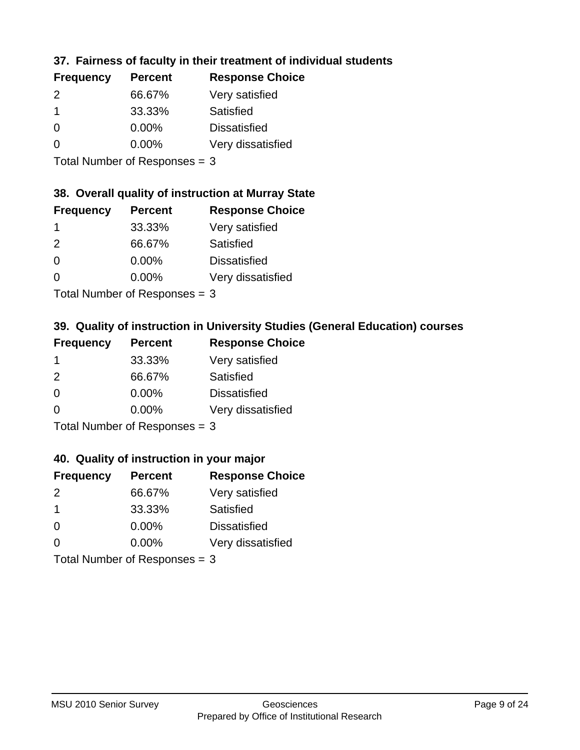### 37. Fairness of faculty in their treatment of individual students

| Frequency | Percent | Response Choice |
| --- | --- | --- |
| 2 | 66.67% | Very satisfied |
| 1 | 33.33% | Satisfied |
| 0 | 0.00% | Dissatisfied |
| 0 | 0.00% | Very dissatisfied |

Total Number of Responses = 3

### 38. Overall quality of instruction at Murray State

| Frequency | Percent | Response Choice |
| --- | --- | --- |
| 1 | 33.33% | Very satisfied |
| 2 | 66.67% | Satisfied |
| 0 | 0.00% | Dissatisfied |
| 0 | 0.00% | Very dissatisfied |

Total Number of Responses = 3

### 39. Quality of instruction in University Studies (General Education) courses

| Frequency | Percent | Response Choice |
| --- | --- | --- |
| 1 | 33.33% | Very satisfied |
| 2 | 66.67% | Satisfied |
| 0 | 0.00% | Dissatisfied |
| 0 | 0.00% | Very dissatisfied |

Total Number of Responses = 3

### 40. Quality of instruction in your major

| Frequency | Percent | Response Choice |
| --- | --- | --- |
| 2 | 66.67% | Very satisfied |
| 1 | 33.33% | Satisfied |
| 0 | 0.00% | Dissatisfied |
| 0 | 0.00% | Very dissatisfied |

Total Number of Responses = 3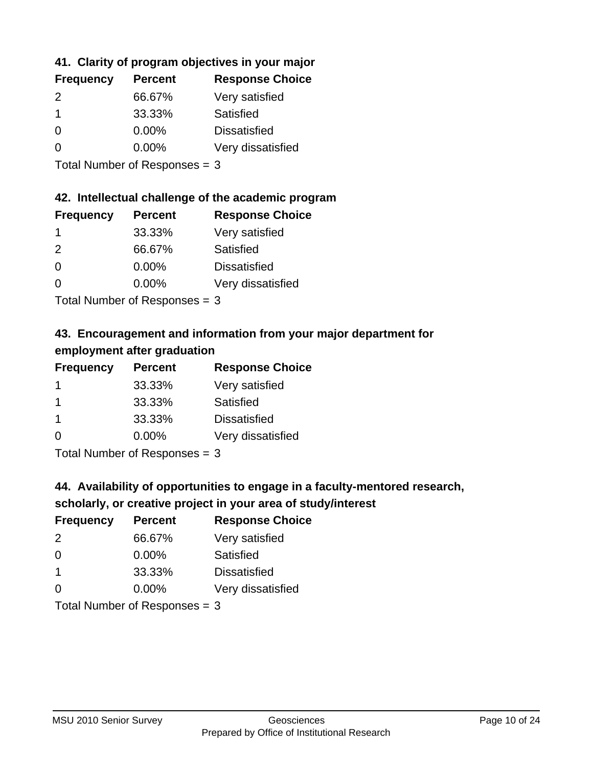### 41. Clarity of program objectives in your major

| Frequency | Percent | Response Choice |
|---|---|---|
| 2 | 66.67% | Very satisfied |
| 1 | 33.33% | Satisfied |
| 0 | 0.00% | Dissatisfied |
| 0 | 0.00% | Very dissatisfied |

Total Number of Responses = 3

### 42. Intellectual challenge of the academic program

| Frequency | Percent | Response Choice |
|---|---|---|
| 1 | 33.33% | Very satisfied |
| 2 | 66.67% | Satisfied |
| 0 | 0.00% | Dissatisfied |
| 0 | 0.00% | Very dissatisfied |

Total Number of Responses = 3

### 43. Encouragement and information from your major department for employment after graduation

| Frequency | Percent | Response Choice |
|---|---|---|
| 1 | 33.33% | Very satisfied |
| 1 | 33.33% | Satisfied |
| 1 | 33.33% | Dissatisfied |
| 0 | 0.00% | Very dissatisfied |

Total Number of Responses = 3

### 44. Availability of opportunities to engage in a faculty-mentored research, scholarly, or creative project in your area of study/interest

| Frequency | Percent | Response Choice |
|---|---|---|
| 2 | 66.67% | Very satisfied |
| 0 | 0.00% | Satisfied |
| 1 | 33.33% | Dissatisfied |
| 0 | 0.00% | Very dissatisfied |

Total Number of Responses = 3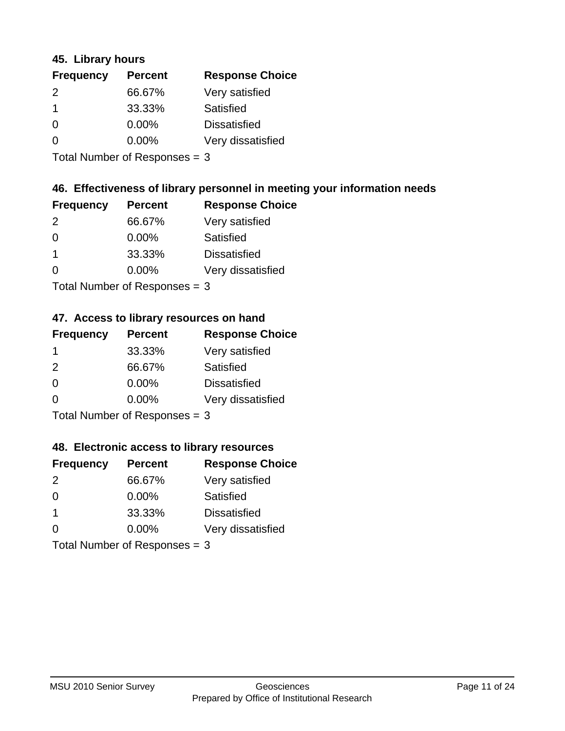### 45. Library hours

| Frequency | Percent | Response Choice |
|---|---|---|
| 2 | 66.67% | Very satisfied |
| 1 | 33.33% | Satisfied |
| 0 | 0.00% | Dissatisfied |
| 0 | 0.00% | Very dissatisfied |

Total Number of Responses = 3

### 46. Effectiveness of library personnel in meeting your information needs

| Frequency | Percent | Response Choice |
|---|---|---|
| 2 | 66.67% | Very satisfied |
| 0 | 0.00% | Satisfied |
| 1 | 33.33% | Dissatisfied |
| 0 | 0.00% | Very dissatisfied |

Total Number of Responses = 3

### 47. Access to library resources on hand

| Frequency | Percent | Response Choice |
|---|---|---|
| 1 | 33.33% | Very satisfied |
| 2 | 66.67% | Satisfied |
| 0 | 0.00% | Dissatisfied |
| 0 | 0.00% | Very dissatisfied |

Total Number of Responses = 3

### 48. Electronic access to library resources

| Frequency | Percent | Response Choice |
|---|---|---|
| 2 | 66.67% | Very satisfied |
| 0 | 0.00% | Satisfied |
| 1 | 33.33% | Dissatisfied |
| 0 | 0.00% | Very dissatisfied |

Total Number of Responses = 3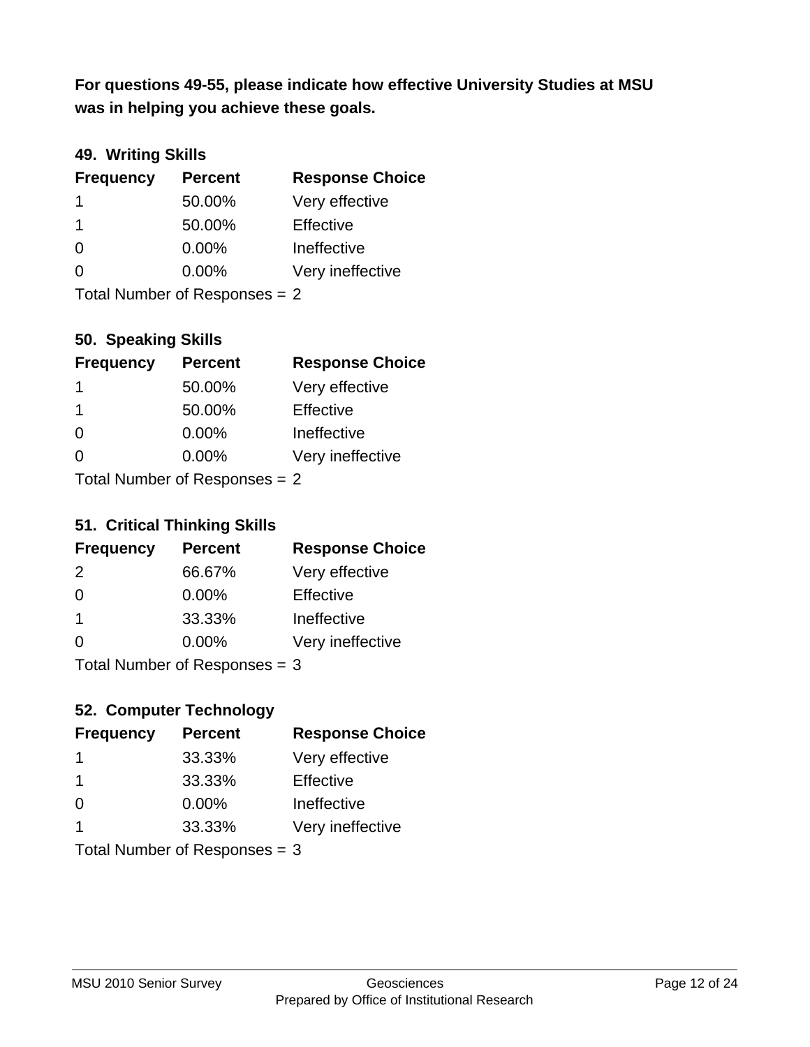**For questions 49-55, please indicate how effective University Studies at MSU was in helping you achieve these goals.**

### 49. Writing Skills

| Frequency | Percent | Response Choice |
|---|---|---|
| 1 | 50.00% | Very effective |
| 1 | 50.00% | Effective |
| 0 | 0.00% | Ineffective |
| 0 | 0.00% | Very ineffective |

Total Number of Responses = 2

### 50. Speaking Skills

| Frequency | Percent | Response Choice |
|---|---|---|
| 1 | 50.00% | Very effective |
| 1 | 50.00% | Effective |
| 0 | 0.00% | Ineffective |
| 0 | 0.00% | Very ineffective |

Total Number of Responses = 2

### 51. Critical Thinking Skills

| Frequency | Percent | Response Choice |
|---|---|---|
| 2 | 66.67% | Very effective |
| 0 | 0.00% | Effective |
| 1 | 33.33% | Ineffective |
| 0 | 0.00% | Very ineffective |

Total Number of Responses = 3

### 52. Computer Technology

| Frequency | Percent | Response Choice |
|---|---|---|
| 1 | 33.33% | Very effective |
| 1 | 33.33% | Effective |
| 0 | 0.00% | Ineffective |
| 1 | 33.33% | Very ineffective |

Total Number of Responses = 3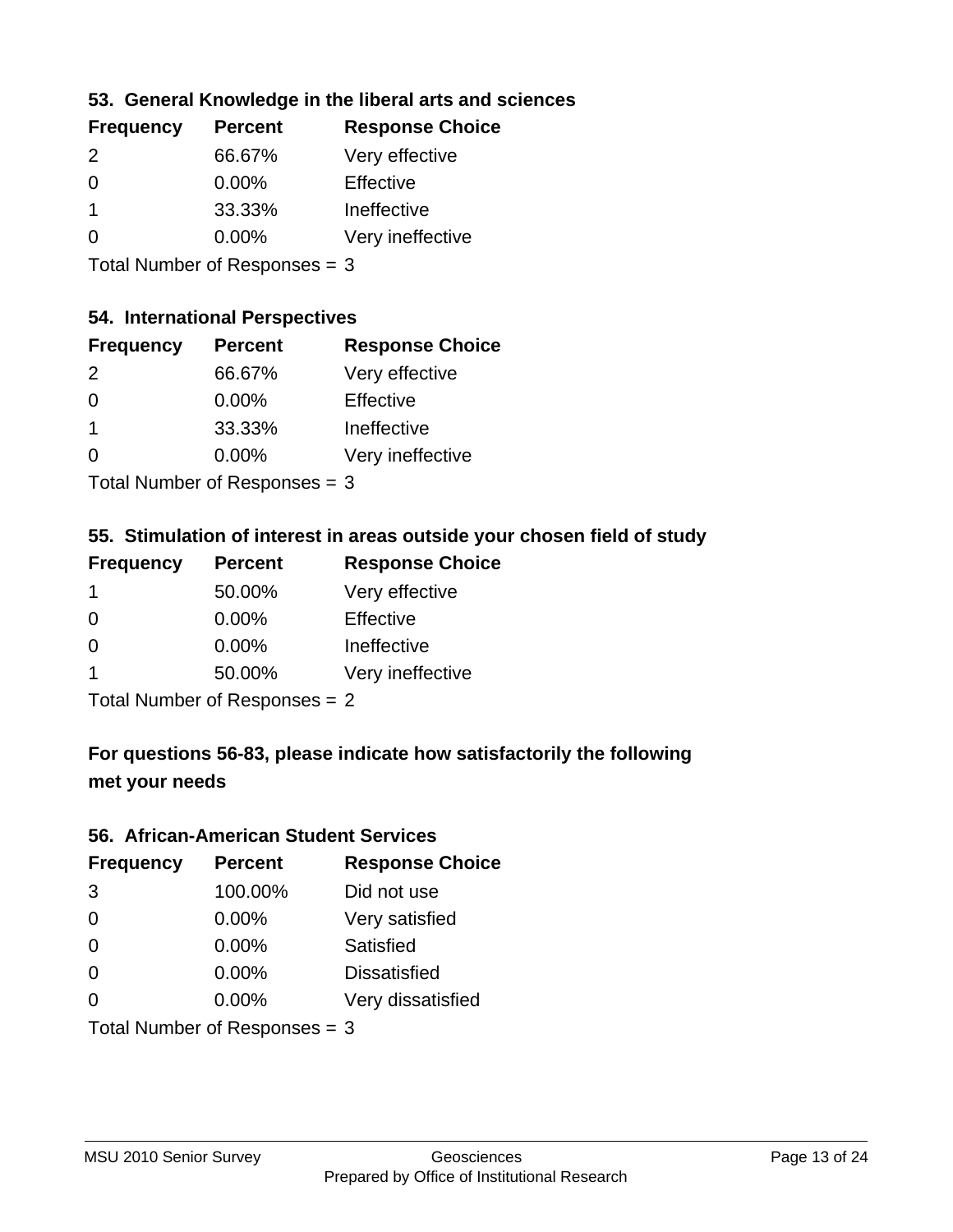### 53. General Knowledge in the liberal arts and sciences

| Frequency | Percent | Response Choice |
| --- | --- | --- |
| 2 | 66.67% | Very effective |
| 0 | 0.00% | Effective |
| 1 | 33.33% | Ineffective |
| 0 | 0.00% | Very ineffective |

Total Number of Responses = 3

### 54. International Perspectives

| Frequency | Percent | Response Choice |
| --- | --- | --- |
| 2 | 66.67% | Very effective |
| 0 | 0.00% | Effective |
| 1 | 33.33% | Ineffective |
| 0 | 0.00% | Very ineffective |

Total Number of Responses = 3

### 55. Stimulation of interest in areas outside your chosen field of study

| Frequency | Percent | Response Choice |
| --- | --- | --- |
| 1 | 50.00% | Very effective |
| 0 | 0.00% | Effective |
| 0 | 0.00% | Ineffective |
| 1 | 50.00% | Very ineffective |

Total Number of Responses = 2

## For questions 56-83, please indicate how satisfactorily the following met your needs

### 56. African-American Student Services

| Frequency | Percent | Response Choice |
| --- | --- | --- |
| 3 | 100.00% | Did not use |
| 0 | 0.00% | Very satisfied |
| 0 | 0.00% | Satisfied |
| 0 | 0.00% | Dissatisfied |
| 0 | 0.00% | Very dissatisfied |

Total Number of Responses = 3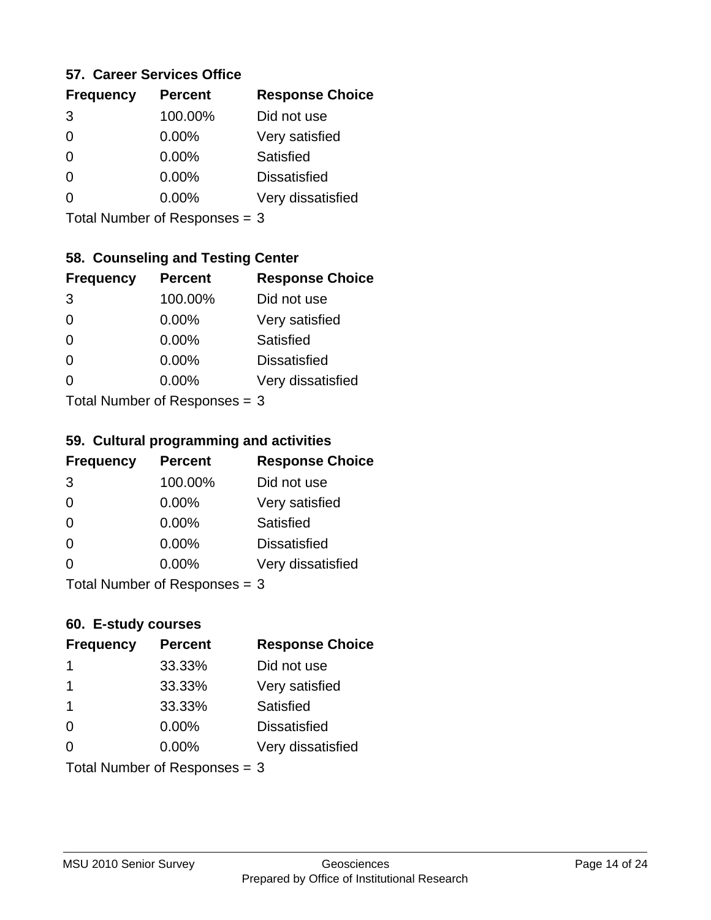### 57. Career Services Office

| Frequency | Percent | Response Choice |
|---|---|---|
| 3 | 100.00% | Did not use |
| 0 | 0.00% | Very satisfied |
| 0 | 0.00% | Satisfied |
| 0 | 0.00% | Dissatisfied |
| 0 | 0.00% | Very dissatisfied |

Total Number of Responses = 3

### 58. Counseling and Testing Center

| Frequency | Percent | Response Choice |
|---|---|---|
| 3 | 100.00% | Did not use |
| 0 | 0.00% | Very satisfied |
| 0 | 0.00% | Satisfied |
| 0 | 0.00% | Dissatisfied |
| 0 | 0.00% | Very dissatisfied |

Total Number of Responses = 3

### 59. Cultural programming and activities

| Frequency | Percent | Response Choice |
|---|---|---|
| 3 | 100.00% | Did not use |
| 0 | 0.00% | Very satisfied |
| 0 | 0.00% | Satisfied |
| 0 | 0.00% | Dissatisfied |
| 0 | 0.00% | Very dissatisfied |

Total Number of Responses = 3

### 60. E-study courses

| Frequency | Percent | Response Choice |
|---|---|---|
| 1 | 33.33% | Did not use |
| 1 | 33.33% | Very satisfied |
| 1 | 33.33% | Satisfied |
| 0 | 0.00% | Dissatisfied |
| 0 | 0.00% | Very dissatisfied |

Total Number of Responses = 3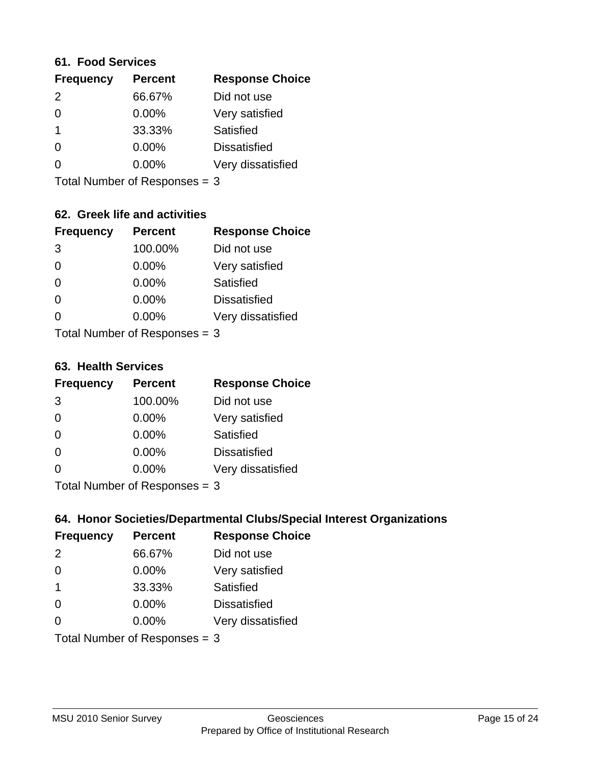### 61. Food Services

| Frequency | Percent | Response Choice |
| --- | --- | --- |
| 2 | 66.67% | Did not use |
| 0 | 0.00% | Very satisfied |
| 1 | 33.33% | Satisfied |
| 0 | 0.00% | Dissatisfied |
| 0 | 0.00% | Very dissatisfied |

Total Number of Responses = 3

### 62. Greek life and activities

| Frequency | Percent | Response Choice |
| --- | --- | --- |
| 3 | 100.00% | Did not use |
| 0 | 0.00% | Very satisfied |
| 0 | 0.00% | Satisfied |
| 0 | 0.00% | Dissatisfied |
| 0 | 0.00% | Very dissatisfied |

Total Number of Responses = 3

### 63. Health Services

| Frequency | Percent | Response Choice |
| --- | --- | --- |
| 3 | 100.00% | Did not use |
| 0 | 0.00% | Very satisfied |
| 0 | 0.00% | Satisfied |
| 0 | 0.00% | Dissatisfied |
| 0 | 0.00% | Very dissatisfied |

Total Number of Responses = 3

### 64. Honor Societies/Departmental Clubs/Special Interest Organizations

| Frequency | Percent | Response Choice |
| --- | --- | --- |
| 2 | 66.67% | Did not use |
| 0 | 0.00% | Very satisfied |
| 1 | 33.33% | Satisfied |
| 0 | 0.00% | Dissatisfied |
| 0 | 0.00% | Very dissatisfied |

Total Number of Responses = 3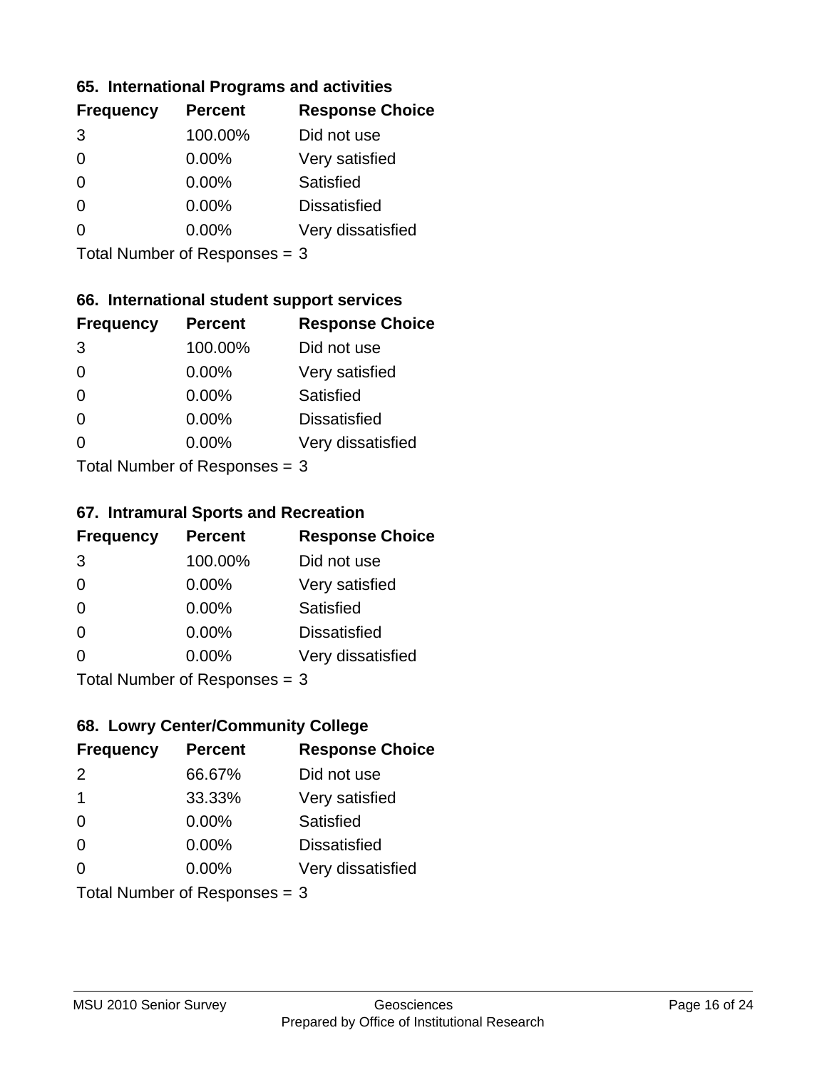### 65. International Programs and activities

| Frequency | Percent | Response Choice |
|---|---|---|
| 3 | 100.00% | Did not use |
| 0 | 0.00% | Very satisfied |
| 0 | 0.00% | Satisfied |
| 0 | 0.00% | Dissatisfied |
| 0 | 0.00% | Very dissatisfied |

Total Number of Responses = 3

### 66. International student support services

| Frequency | Percent | Response Choice |
|---|---|---|
| 3 | 100.00% | Did not use |
| 0 | 0.00% | Very satisfied |
| 0 | 0.00% | Satisfied |
| 0 | 0.00% | Dissatisfied |
| 0 | 0.00% | Very dissatisfied |

Total Number of Responses = 3

### 67. Intramural Sports and Recreation

| Frequency | Percent | Response Choice |
|---|---|---|
| 3 | 100.00% | Did not use |
| 0 | 0.00% | Very satisfied |
| 0 | 0.00% | Satisfied |
| 0 | 0.00% | Dissatisfied |
| 0 | 0.00% | Very dissatisfied |

Total Number of Responses = 3

### 68. Lowry Center/Community College

| Frequency | Percent | Response Choice |
|---|---|---|
| 2 | 66.67% | Did not use |
| 1 | 33.33% | Very satisfied |
| 0 | 0.00% | Satisfied |
| 0 | 0.00% | Dissatisfied |
| 0 | 0.00% | Very dissatisfied |

Total Number of Responses = 3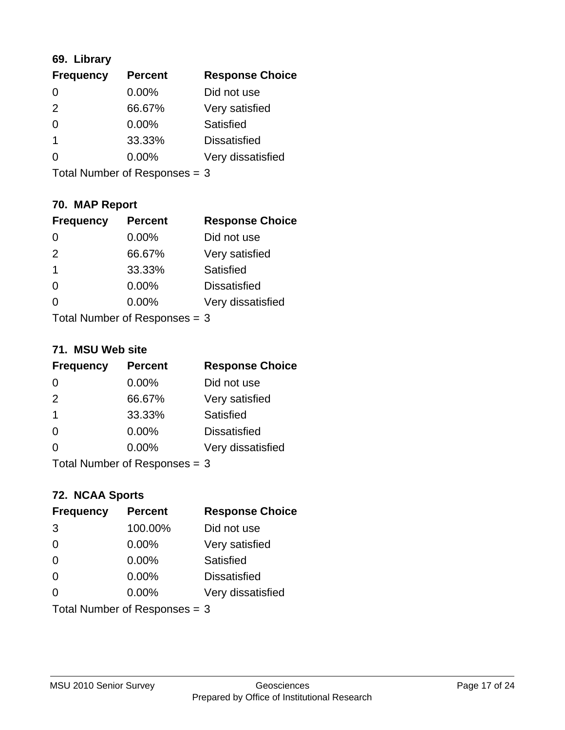### 69. Library

| Frequency | Percent | Response Choice |
|---|---|---|
| 0 | 0.00% | Did not use |
| 2 | 66.67% | Very satisfied |
| 0 | 0.00% | Satisfied |
| 1 | 33.33% | Dissatisfied |
| 0 | 0.00% | Very dissatisfied |

Total Number of Responses = 3

### 70. MAP Report

| Frequency | Percent | Response Choice |
|---|---|---|
| 0 | 0.00% | Did not use |
| 2 | 66.67% | Very satisfied |
| 1 | 33.33% | Satisfied |
| 0 | 0.00% | Dissatisfied |
| 0 | 0.00% | Very dissatisfied |

Total Number of Responses = 3

### 71. MSU Web site

| Frequency | Percent | Response Choice |
|---|---|---|
| 0 | 0.00% | Did not use |
| 2 | 66.67% | Very satisfied |
| 1 | 33.33% | Satisfied |
| 0 | 0.00% | Dissatisfied |
| 0 | 0.00% | Very dissatisfied |

Total Number of Responses = 3

### 72. NCAA Sports

| Frequency | Percent | Response Choice |
|---|---|---|
| 3 | 100.00% | Did not use |
| 0 | 0.00% | Very satisfied |
| 0 | 0.00% | Satisfied |
| 0 | 0.00% | Dissatisfied |
| 0 | 0.00% | Very dissatisfied |

Total Number of Responses = 3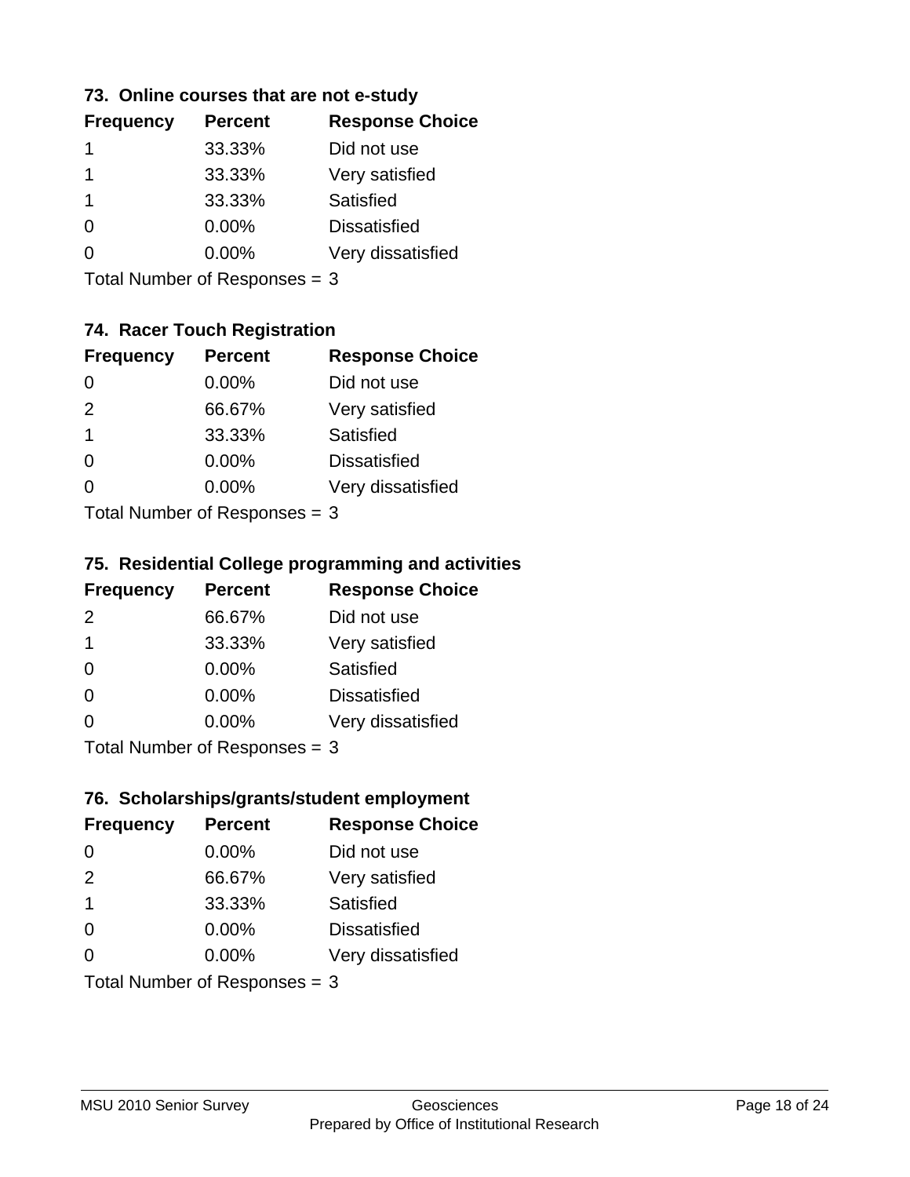### 73. Online courses that are not e-study

| Frequency | Percent | Response Choice |
|---|---|---|
| 1 | 33.33% | Did not use |
| 1 | 33.33% | Very satisfied |
| 1 | 33.33% | Satisfied |
| 0 | 0.00% | Dissatisfied |
| 0 | 0.00% | Very dissatisfied |

Total Number of Responses = 3

### 74. Racer Touch Registration

| Frequency | Percent | Response Choice |
|---|---|---|
| 0 | 0.00% | Did not use |
| 2 | 66.67% | Very satisfied |
| 1 | 33.33% | Satisfied |
| 0 | 0.00% | Dissatisfied |
| 0 | 0.00% | Very dissatisfied |

Total Number of Responses = 3

### 75. Residential College programming and activities

| Frequency | Percent | Response Choice |
|---|---|---|
| 2 | 66.67% | Did not use |
| 1 | 33.33% | Very satisfied |
| 0 | 0.00% | Satisfied |
| 0 | 0.00% | Dissatisfied |
| 0 | 0.00% | Very dissatisfied |

Total Number of Responses = 3

### 76. Scholarships/grants/student employment

| Frequency | Percent | Response Choice |
|---|---|---|
| 0 | 0.00% | Did not use |
| 2 | 66.67% | Very satisfied |
| 1 | 33.33% | Satisfied |
| 0 | 0.00% | Dissatisfied |
| 0 | 0.00% | Very dissatisfied |

Total Number of Responses = 3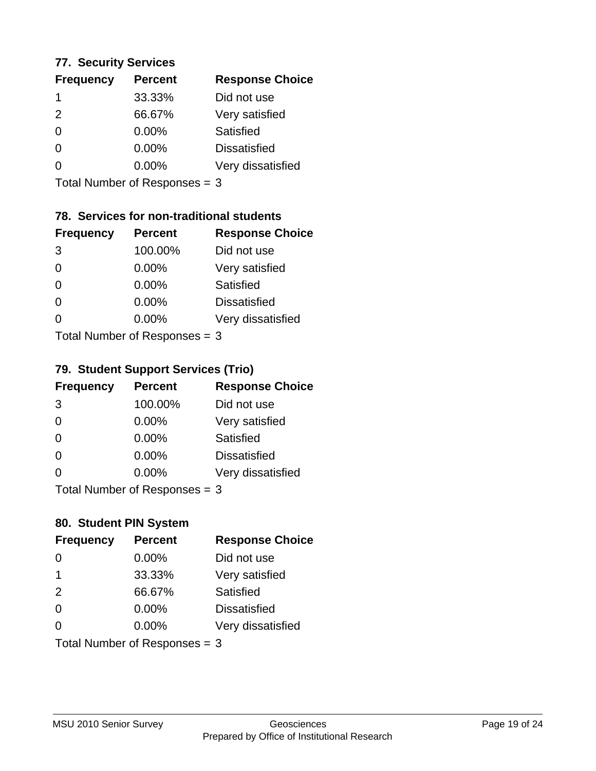### 77. Security Services

| Frequency | Percent | Response Choice |
|---|---|---|
| 1 | 33.33% | Did not use |
| 2 | 66.67% | Very satisfied |
| 0 | 0.00% | Satisfied |
| 0 | 0.00% | Dissatisfied |
| 0 | 0.00% | Very dissatisfied |

Total Number of Responses = 3

### 78. Services for non-traditional students

| Frequency | Percent | Response Choice |
|---|---|---|
| 3 | 100.00% | Did not use |
| 0 | 0.00% | Very satisfied |
| 0 | 0.00% | Satisfied |
| 0 | 0.00% | Dissatisfied |
| 0 | 0.00% | Very dissatisfied |

Total Number of Responses = 3

### 79. Student Support Services (Trio)

| Frequency | Percent | Response Choice |
|---|---|---|
| 3 | 100.00% | Did not use |
| 0 | 0.00% | Very satisfied |
| 0 | 0.00% | Satisfied |
| 0 | 0.00% | Dissatisfied |
| 0 | 0.00% | Very dissatisfied |

Total Number of Responses = 3

### 80. Student PIN System

| Frequency | Percent | Response Choice |
|---|---|---|
| 0 | 0.00% | Did not use |
| 1 | 33.33% | Very satisfied |
| 2 | 66.67% | Satisfied |
| 0 | 0.00% | Dissatisfied |
| 0 | 0.00% | Very dissatisfied |

Total Number of Responses = 3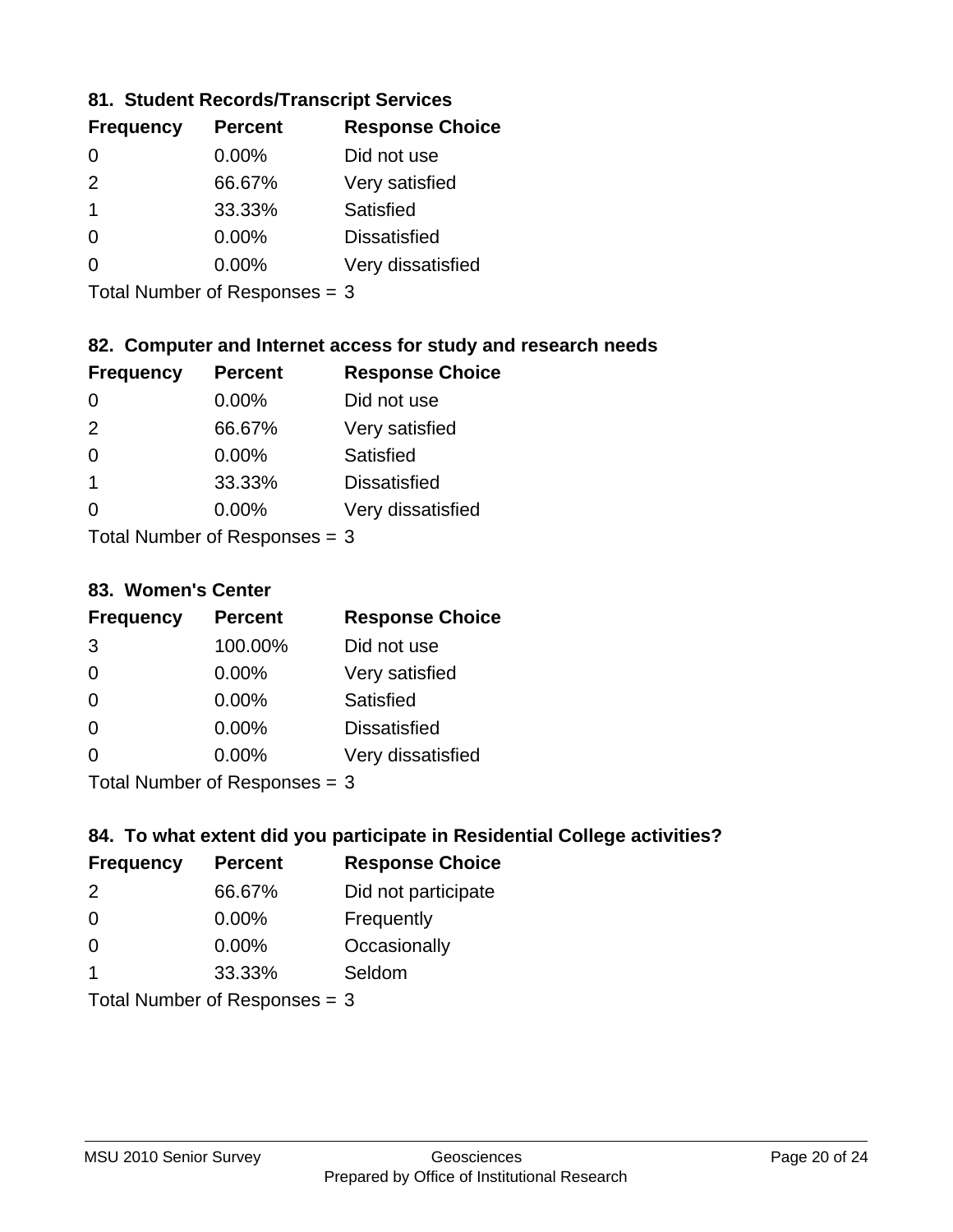### 81. Student Records/Transcript Services

| Frequency | Percent | Response Choice |
|---|---|---|
| 0 | 0.00% | Did not use |
| 2 | 66.67% | Very satisfied |
| 1 | 33.33% | Satisfied |
| 0 | 0.00% | Dissatisfied |
| 0 | 0.00% | Very dissatisfied |

Total Number of Responses = 3

### 82. Computer and Internet access for study and research needs

| Frequency | Percent | Response Choice |
|---|---|---|
| 0 | 0.00% | Did not use |
| 2 | 66.67% | Very satisfied |
| 0 | 0.00% | Satisfied |
| 1 | 33.33% | Dissatisfied |
| 0 | 0.00% | Very dissatisfied |

Total Number of Responses = 3

### 83. Women's Center

| Frequency | Percent | Response Choice |
|---|---|---|
| 3 | 100.00% | Did not use |
| 0 | 0.00% | Very satisfied |
| 0 | 0.00% | Satisfied |
| 0 | 0.00% | Dissatisfied |
| 0 | 0.00% | Very dissatisfied |

Total Number of Responses = 3

### 84. To what extent did you participate in Residential College activities?

| Frequency | Percent | Response Choice |
|---|---|---|
| 2 | 66.67% | Did not participate |
| 0 | 0.00% | Frequently |
| 0 | 0.00% | Occasionally |
| 1 | 33.33% | Seldom |

Total Number of Responses = 3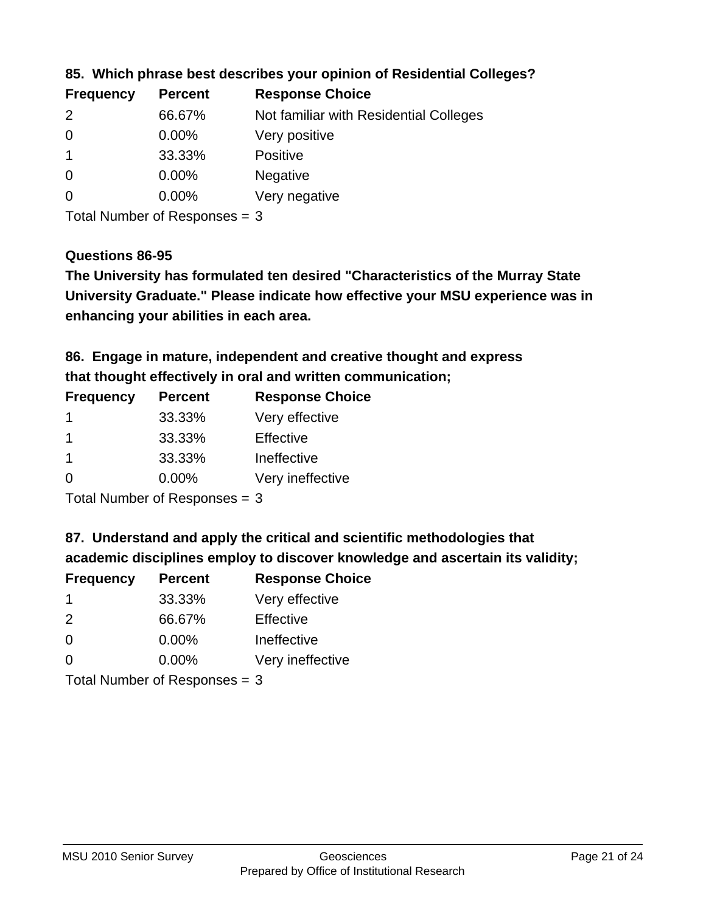### 85. Which phrase best describes your opinion of Residential Colleges?

| Frequency | Percent | Response Choice |
|---|---|---|
| 2 | 66.67% | Not familiar with Residential Colleges |
| 0 | 0.00% | Very positive |
| 1 | 33.33% | Positive |
| 0 | 0.00% | Negative |
| 0 | 0.00% | Very negative |

Total Number of Responses = 3

### Questions 86-95

**The University has formulated ten desired "Characteristics of the Murray State University Graduate." Please indicate how effective your MSU experience was in enhancing your abilities in each area.**

### 86. Engage in mature, independent and creative thought and express that thought effectively in oral and written communication;

| Frequency | Percent | Response Choice |
|---|---|---|
| 1 | 33.33% | Very effective |
| 1 | 33.33% | Effective |
| 1 | 33.33% | Ineffective |
| 0 | 0.00% | Very ineffective |

Total Number of Responses = 3

### 87. Understand and apply the critical and scientific methodologies that academic disciplines employ to discover knowledge and ascertain its validity;

| Frequency | Percent | Response Choice |
|---|---|---|
| 1 | 33.33% | Very effective |
| 2 | 66.67% | Effective |
| 0 | 0.00% | Ineffective |
| 0 | 0.00% | Very ineffective |

Total Number of Responses = 3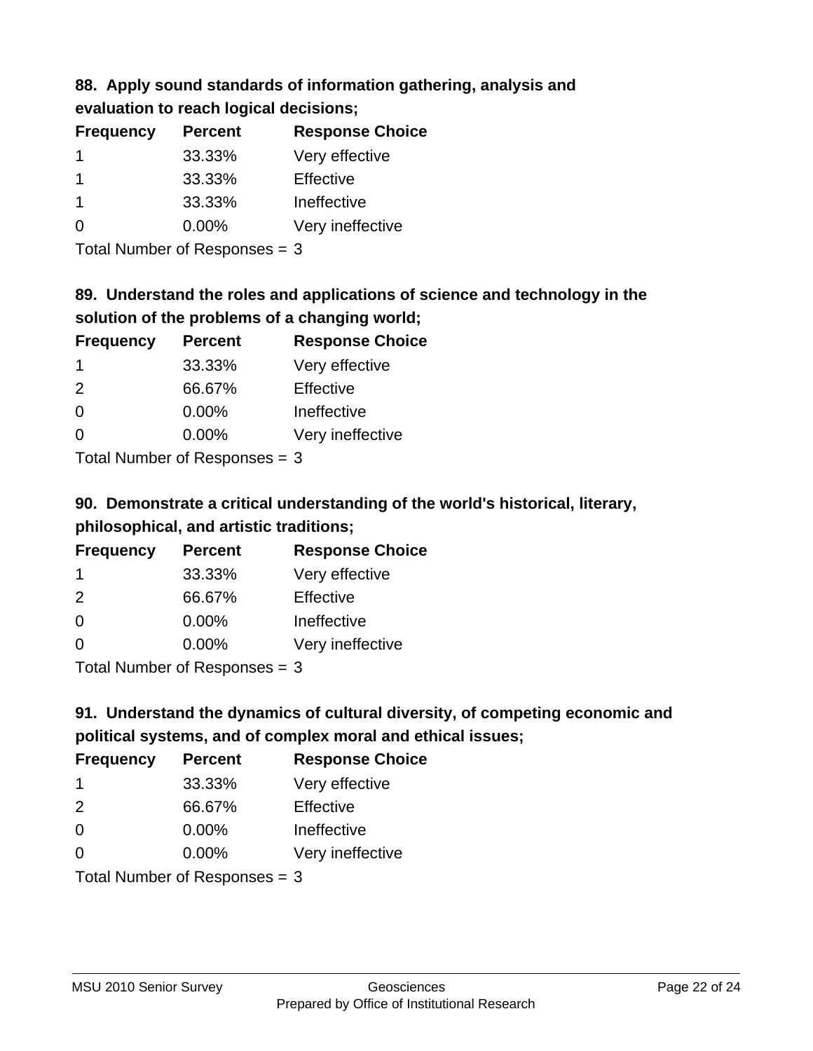**88. Apply sound standards of information gathering, analysis and evaluation to reach logical decisions;**

| Frequency | Percent | Response Choice |
| --- | --- | --- |
| 1 | 33.33% | Very effective |
| 1 | 33.33% | Effective |
| 1 | 33.33% | Ineffective |
| 0 | 0.00% | Very ineffective |

Total Number of Responses = 3

**89. Understand the roles and applications of science and technology in the solution of the problems of a changing world;**

| Frequency | Percent | Response Choice |
| --- | --- | --- |
| 1 | 33.33% | Very effective |
| 2 | 66.67% | Effective |
| 0 | 0.00% | Ineffective |
| 0 | 0.00% | Very ineffective |

Total Number of Responses = 3

**90. Demonstrate a critical understanding of the world's historical, literary, philosophical, and artistic traditions;**

| Frequency | Percent | Response Choice |
| --- | --- | --- |
| 1 | 33.33% | Very effective |
| 2 | 66.67% | Effective |
| 0 | 0.00% | Ineffective |
| 0 | 0.00% | Very ineffective |

Total Number of Responses = 3

**91. Understand the dynamics of cultural diversity, of competing economic and political systems, and of complex moral and ethical issues;**

| Frequency | Percent | Response Choice |
| --- | --- | --- |
| 1 | 33.33% | Very effective |
| 2 | 66.67% | Effective |
| 0 | 0.00% | Ineffective |
| 0 | 0.00% | Very ineffective |

Total Number of Responses = 3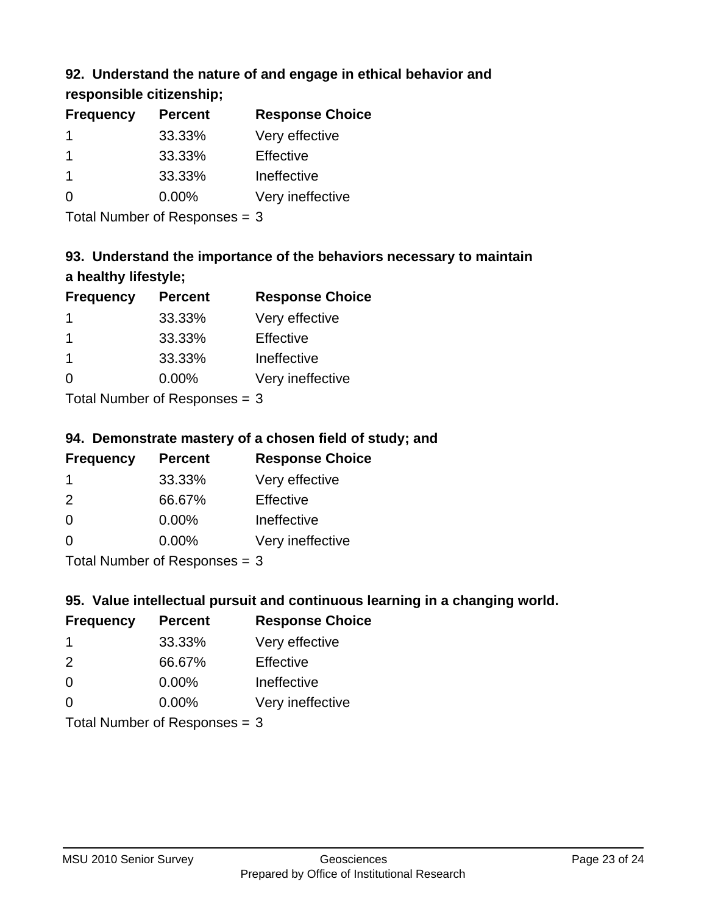### 92. Understand the nature of and engage in ethical behavior and responsible citizenship;

| Frequency | Percent | Response Choice |
| --- | --- | --- |
| 1 | 33.33% | Very effective |
| 1 | 33.33% | Effective |
| 1 | 33.33% | Ineffective |
| 0 | 0.00% | Very ineffective |

Total Number of Responses = 3

### 93. Understand the importance of the behaviors necessary to maintain a healthy lifestyle;

| Frequency | Percent | Response Choice |
| --- | --- | --- |
| 1 | 33.33% | Very effective |
| 1 | 33.33% | Effective |
| 1 | 33.33% | Ineffective |
| 0 | 0.00% | Very ineffective |

Total Number of Responses = 3

### 94. Demonstrate mastery of a chosen field of study; and

| Frequency | Percent | Response Choice |
| --- | --- | --- |
| 1 | 33.33% | Very effective |
| 2 | 66.67% | Effective |
| 0 | 0.00% | Ineffective |
| 0 | 0.00% | Very ineffective |

Total Number of Responses = 3

### 95. Value intellectual pursuit and continuous learning in a changing world.

| Frequency | Percent | Response Choice |
| --- | --- | --- |
| 1 | 33.33% | Very effective |
| 2 | 66.67% | Effective |
| 0 | 0.00% | Ineffective |
| 0 | 0.00% | Very ineffective |

Total Number of Responses = 3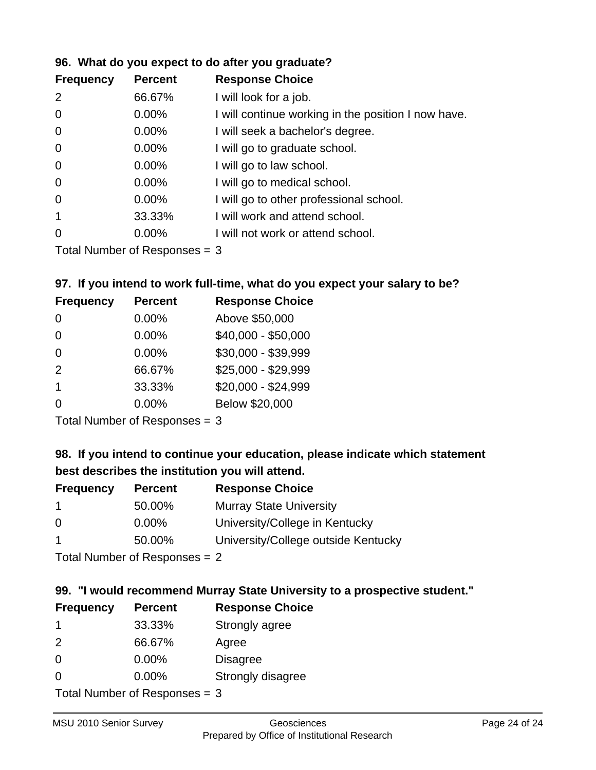### 96. What do you expect to do after you graduate?

| Frequency | Percent | Response Choice |
| --- | --- | --- |
| 2 | 66.67% | I will look for a job. |
| 0 | 0.00% | I will continue working in the position I now have. |
| 0 | 0.00% | I will seek a bachelor's degree. |
| 0 | 0.00% | I will go to graduate school. |
| 0 | 0.00% | I will go to law school. |
| 0 | 0.00% | I will go to medical school. |
| 0 | 0.00% | I will go to other professional school. |
| 1 | 33.33% | I will work and attend school. |
| 0 | 0.00% | I will not work or attend school. |

Total Number of Responses = 3

### 97. If you intend to work full-time, what do you expect your salary to be?

| Frequency | Percent | Response Choice |
| --- | --- | --- |
| 0 | 0.00% | Above $50,000 |
| 0 | 0.00% | $40,000 - $50,000 |
| 0 | 0.00% | $30,000 - $39,999 |
| 2 | 66.67% | $25,000 - $29,999 |
| 1 | 33.33% | $20,000 - $24,999 |
| 0 | 0.00% | Below $20,000 |

Total Number of Responses = 3

### 98. If you intend to continue your education, please indicate which statement best describes the institution you will attend.

| Frequency | Percent | Response Choice |
| --- | --- | --- |
| 1 | 50.00% | Murray State University |
| 0 | 0.00% | University/College in Kentucky |
| 1 | 50.00% | University/College outside Kentucky |

Total Number of Responses = 2

### 99. "I would recommend Murray State University to a prospective student."

| Frequency | Percent | Response Choice |
| --- | --- | --- |
| 1 | 33.33% | Strongly agree |
| 2 | 66.67% | Agree |
| 0 | 0.00% | Disagree |
| 0 | 0.00% | Strongly disagree |

Total Number of Responses = 3